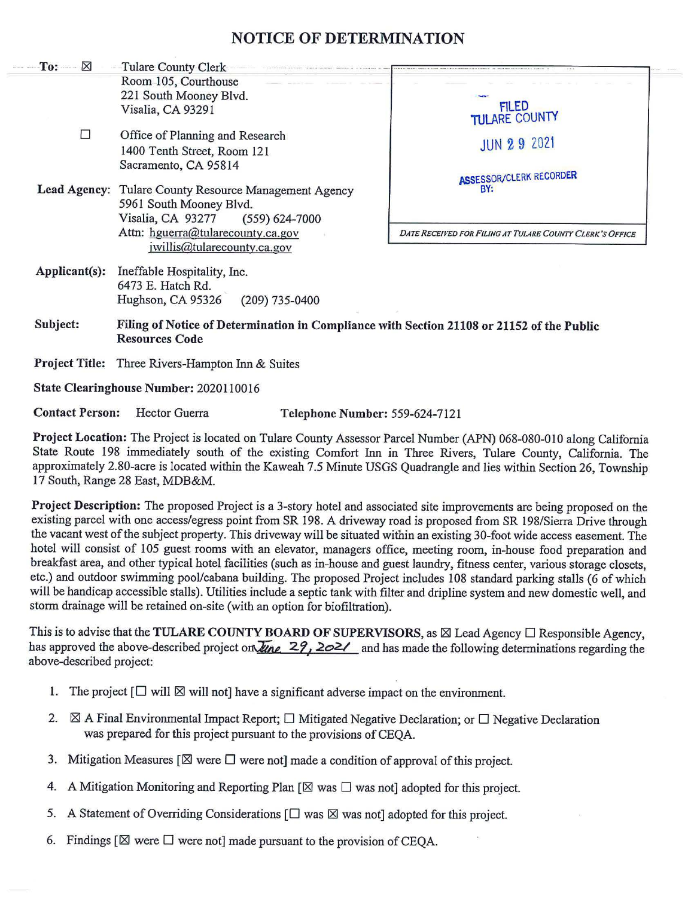# NOTICE OF DETERMINATION

**To:** ☒ Tulare County Clerk
Room 105, Courthouse
221 South Mooney Blvd.
Visalia, CA 93291

☐ Office of Planning and Research
1400 Tenth Street, Room 121
Sacramento, CA 95814

**Lead Agency:** Tulare County Resource Management Agency
5961 South Mooney Blvd.
Visalia, CA 93277 (559) 624-7000
Attn: hguerra@tularecounty.ca.gov
jwillis@tularecounty.ca.gov

FILED
TULARE COUNTY
JUN 29 2021
ASSESSOR/CLERK RECORDER
BY:

*DATE RECEIVED FOR FILING AT TULARE COUNTY CLERK'S OFFICE*

**Applicant(s):** Ineffable Hospitality, Inc.
6473 E. Hatch Rd.
Hughson, CA 95326 (209) 735-0400

**Subject:** **Filing of Notice of Determination in Compliance with Section 21108 or 21152 of the Public Resources Code**

**Project Title:** Three Rivers-Hampton Inn & Suites

**State Clearinghouse Number:** 2020110016

**Contact Person:** Hector Guerra **Telephone Number:** 559-624-7121

**Project Location:** The Project is located on Tulare County Assessor Parcel Number (APN) 068-080-010 along California State Route 198 immediately south of the existing Comfort Inn in Three Rivers, Tulare County, California. The approximately 2.80-acre is located within the Kaweah 7.5 Minute USGS Quadrangle and lies within Section 26, Township 17 South, Range 28 East, MDB&M.

**Project Description:** The proposed Project is a 3-story hotel and associated site improvements are being proposed on the existing parcel with one access/egress point from SR 198. A driveway road is proposed from SR 198/Sierra Drive through the vacant west of the subject property. This driveway will be situated within an existing 30-foot wide access easement. The hotel will consist of 105 guest rooms with an elevator, managers office, meeting room, in-house food preparation and breakfast area, and other typical hotel facilities (such as in-house and guest laundry, fitness center, various storage closets, etc.) and outdoor swimming pool/cabana building. The proposed Project includes 108 standard parking stalls (6 of which will be handicap accessible stalls). Utilities include a septic tank with filter and dripline system and new domestic well, and storm drainage will be retained on-site (with an option for biofiltration).

This is to advise that the **TULARE COUNTY BOARD OF SUPERVISORS**, as ☒ Lead Agency ☐ Responsible Agency, has approved the above-described project on *June 29, 2021* and has made the following determinations regarding the above-described project:

1. The project [☐ will ☒ will not] have a significant adverse impact on the environment.
2. ☒ A Final Environmental Impact Report; ☐ Mitigated Negative Declaration; or ☐ Negative Declaration was prepared for this project pursuant to the provisions of CEQA.
3. Mitigation Measures [☒ were ☐ were not] made a condition of approval of this project.
4. A Mitigation Monitoring and Reporting Plan [☒ was ☐ was not] adopted for this project.
5. A Statement of Overriding Considerations [☐ was ☒ was not] adopted for this project.
6. Findings [☒ were ☐ were not] made pursuant to the provision of CEQA.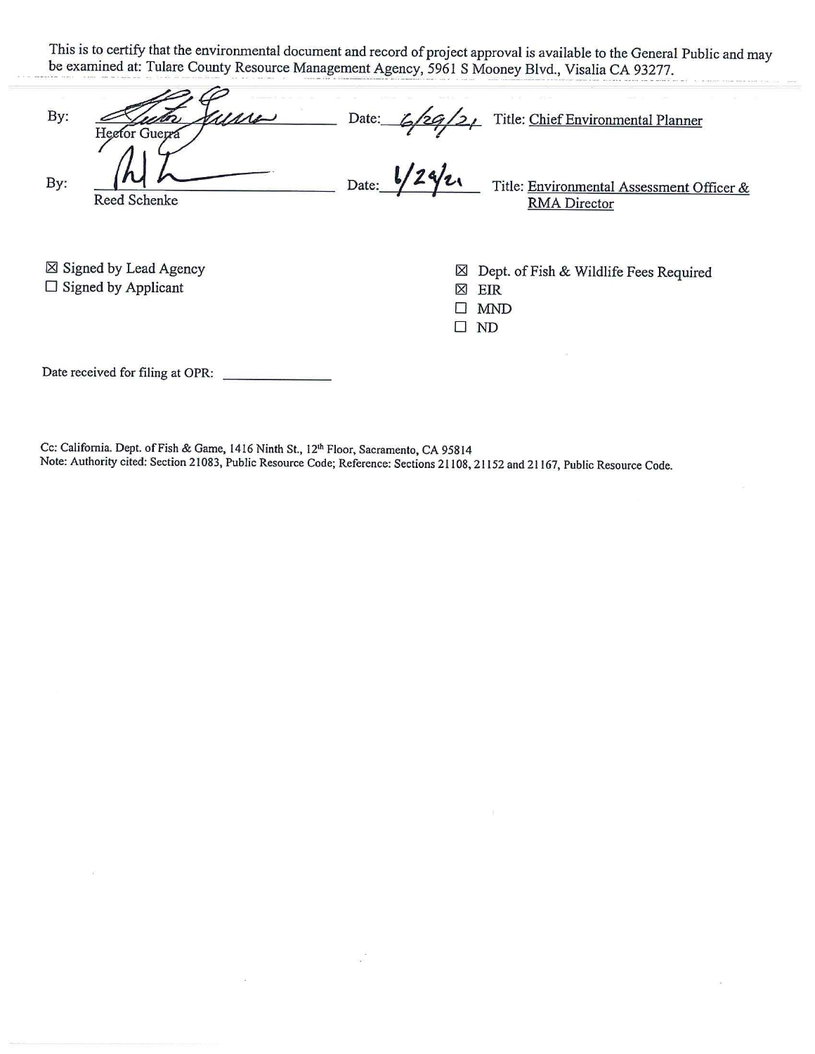This is to certify that the environmental document and record of project approval is available to the General Public and may be examined at: Tulare County Resource Management Agency, 5961 S Mooney Blvd., Visalia CA 93277.

By: Hector Guerra    Date: 6/29/21    Title: Chief Environmental Planner

By: Reed Schenke    Date: 6/29/21    Title: Environmental Assessment Officer & RMA Director

☒ Signed by Lead Agency
☐ Signed by Applicant

☒ Dept. of Fish & Wildlife Fees Required
☒ EIR
☐ MND
☐ ND

Date received for filing at OPR: ______________

Cc: California. Dept. of Fish & Game, 1416 Ninth St., 12th Floor, Sacramento, CA 95814
Note: Authority cited: Section 21083, Public Resource Code; Reference: Sections 21108, 21152 and 21167, Public Resource Code.